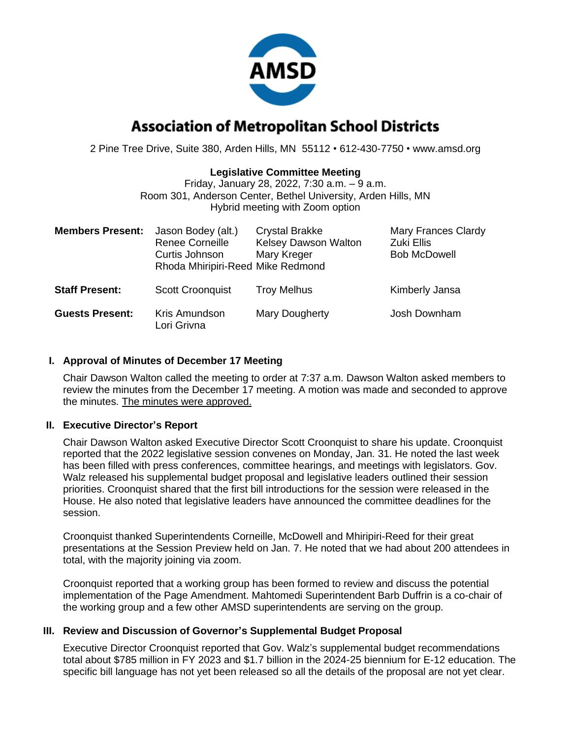# Association of Metropolitan School Districts

2 Pine Tree Drive, Suite 380, Arden Hills, MN 55112 • 612-430-7750 • www.amsd.org

**Legislative Committee Meeting**
Friday, January 28, 2022, 7:30 a.m. – 9 a.m.
Room 301, Anderson Center, Bethel University, Arden Hills, MN
Hybrid meeting with Zoom option

| | | | |
|---|---|---|---|
| **Members Present:** | Jason Bodey (alt.) | Crystal Brakke | Mary Frances Clardy |
| | Renee Corneille | Kelsey Dawson Walton | Zuki Ellis |
| | Curtis Johnson | Mary Kreger | Bob McDowell |
| | Rhoda Mhiripiri-Reed | Mike Redmond | |
| **Staff Present:** | Scott Croonquist | Troy Melhus | Kimberly Jansa |
| **Guests Present:** | Kris Amundson | Mary Dougherty | Josh Downham |
| | Lori Grivna | | |

## I. Approval of Minutes of December 17 Meeting

Chair Dawson Walton called the meeting to order at 7:37 a.m. Dawson Walton asked members to review the minutes from the December 17 meeting. A motion was made and seconded to approve the minutes. The minutes were approved.

## II. Executive Director's Report

Chair Dawson Walton asked Executive Director Scott Croonquist to share his update. Croonquist reported that the 2022 legislative session convenes on Monday, Jan. 31. He noted the last week has been filled with press conferences, committee hearings, and meetings with legislators. Gov. Walz released his supplemental budget proposal and legislative leaders outlined their session priorities. Croonquist shared that the first bill introductions for the session were released in the House. He also noted that legislative leaders have announced the committee deadlines for the session.

Croonquist thanked Superintendents Corneille, McDowell and Mhiripiri-Reed for their great presentations at the Session Preview held on Jan. 7. He noted that we had about 200 attendees in total, with the majority joining via zoom.

Croonquist reported that a working group has been formed to review and discuss the potential implementation of the Page Amendment. Mahtomedi Superintendent Barb Duffrin is a co-chair of the working group and a few other AMSD superintendents are serving on the group.

## III. Review and Discussion of Governor's Supplemental Budget Proposal

Executive Director Croonquist reported that Gov. Walz's supplemental budget recommendations total about $785 million in FY 2023 and $1.7 billion in the 2024-25 biennium for E-12 education. The specific bill language has not yet been released so all the details of the proposal are not yet clear.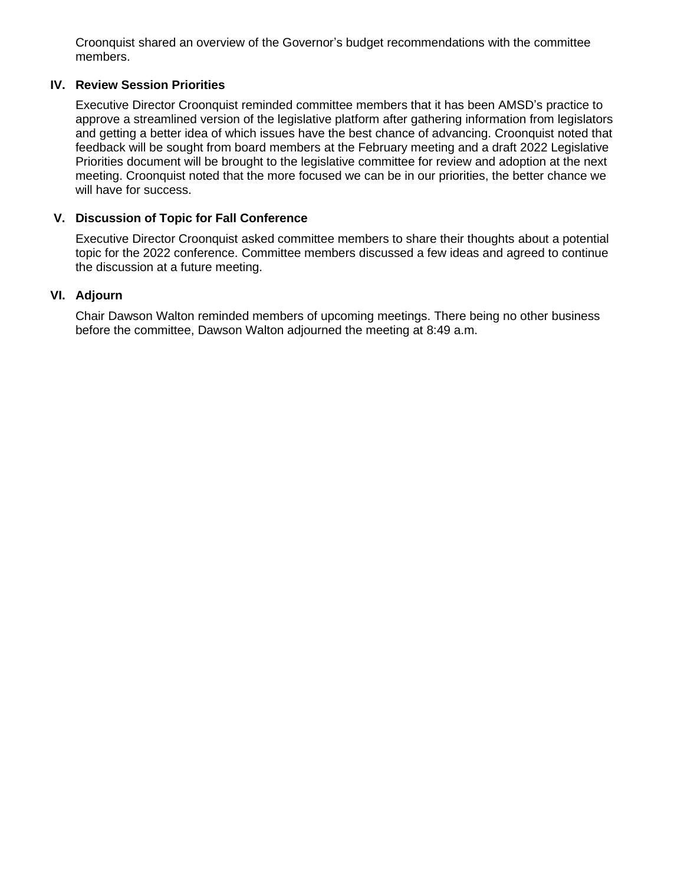Croonquist shared an overview of the Governor's budget recommendations with the committee members.

## IV. Review Session Priorities

Executive Director Croonquist reminded committee members that it has been AMSD's practice to approve a streamlined version of the legislative platform after gathering information from legislators and getting a better idea of which issues have the best chance of advancing. Croonquist noted that feedback will be sought from board members at the February meeting and a draft 2022 Legislative Priorities document will be brought to the legislative committee for review and adoption at the next meeting. Croonquist noted that the more focused we can be in our priorities, the better chance we will have for success.

## V. Discussion of Topic for Fall Conference

Executive Director Croonquist asked committee members to share their thoughts about a potential topic for the 2022 conference. Committee members discussed a few ideas and agreed to continue the discussion at a future meeting.

## VI. Adjourn

Chair Dawson Walton reminded members of upcoming meetings. There being no other business before the committee, Dawson Walton adjourned the meeting at 8:49 a.m.